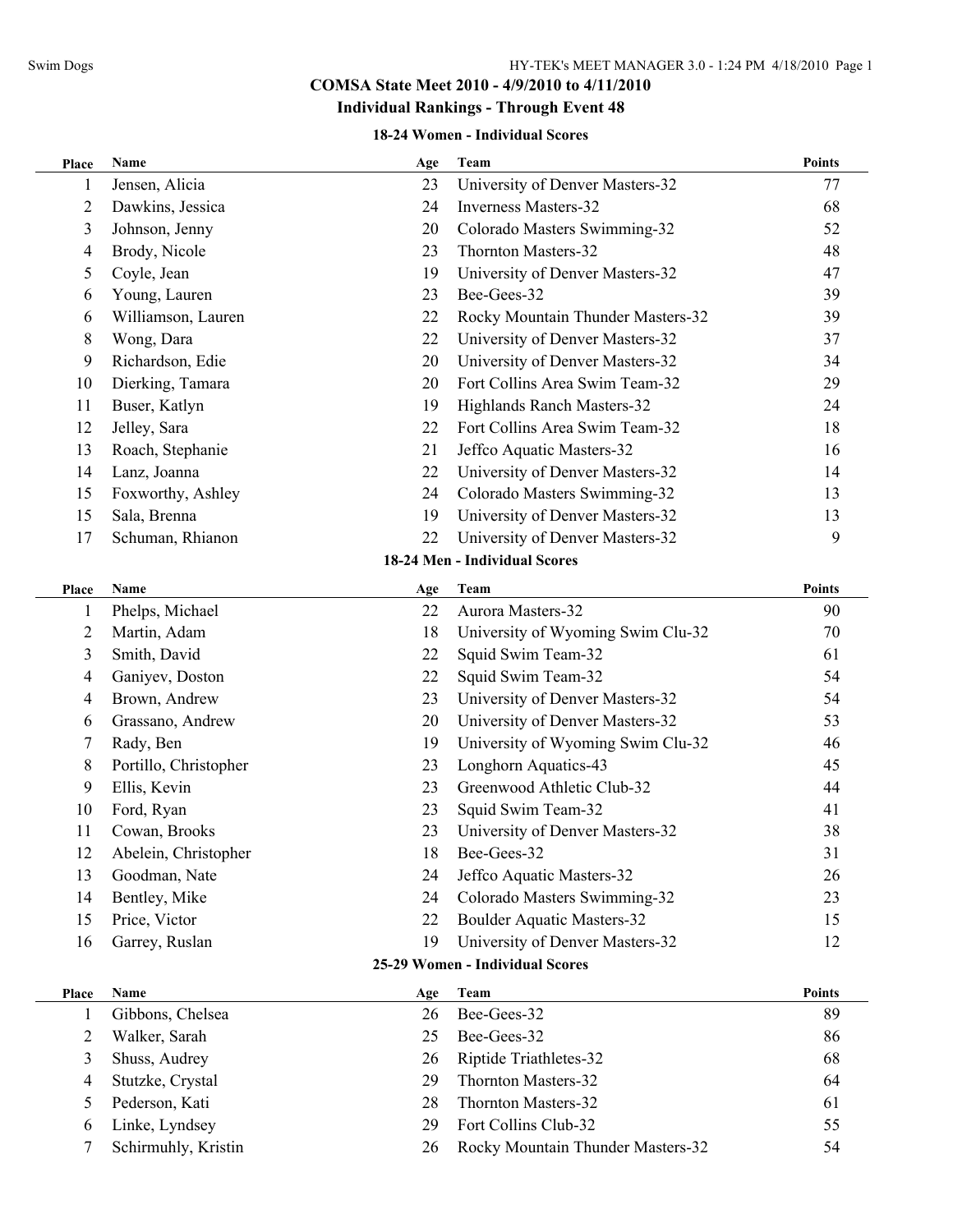# COMSA State Meet 2010 - 4/9/2010 to 4/11/2010

## Individual Rankings - Through Event 48

### 18-24 Women - Individual Scores

| Place | Name | Age | Team | Points |
|---|---|---|---|---|
| 1 | Jensen, Alicia | 23 | University of Denver Masters-32 | 77 |
| 2 | Dawkins, Jessica | 24 | Inverness Masters-32 | 68 |
| 3 | Johnson, Jenny | 20 | Colorado Masters Swimming-32 | 52 |
| 4 | Brody, Nicole | 23 | Thornton Masters-32 | 48 |
| 5 | Coyle, Jean | 19 | University of Denver Masters-32 | 47 |
| 6 | Young, Lauren | 23 | Bee-Gees-32 | 39 |
| 6 | Williamson, Lauren | 22 | Rocky Mountain Thunder Masters-32 | 39 |
| 8 | Wong, Dara | 22 | University of Denver Masters-32 | 37 |
| 9 | Richardson, Edie | 20 | University of Denver Masters-32 | 34 |
| 10 | Dierking, Tamara | 20 | Fort Collins Area Swim Team-32 | 29 |
| 11 | Buser, Katlyn | 19 | Highlands Ranch Masters-32 | 24 |
| 12 | Jelley, Sara | 22 | Fort Collins Area Swim Team-32 | 18 |
| 13 | Roach, Stephanie | 21 | Jeffco Aquatic Masters-32 | 16 |
| 14 | Lanz, Joanna | 22 | University of Denver Masters-32 | 14 |
| 15 | Foxworthy, Ashley | 24 | Colorado Masters Swimming-32 | 13 |
| 15 | Sala, Brenna | 19 | University of Denver Masters-32 | 13 |
| 17 | Schuman, Rhianon | 22 | University of Denver Masters-32 | 9 |

### 18-24 Men - Individual Scores

| Place | Name | Age | Team | Points |
|---|---|---|---|---|
| 1 | Phelps, Michael | 22 | Aurora Masters-32 | 90 |
| 2 | Martin, Adam | 18 | University of Wyoming Swim Clu-32 | 70 |
| 3 | Smith, David | 22 | Squid Swim Team-32 | 61 |
| 4 | Ganiyev, Doston | 22 | Squid Swim Team-32 | 54 |
| 4 | Brown, Andrew | 23 | University of Denver Masters-32 | 54 |
| 6 | Grassano, Andrew | 20 | University of Denver Masters-32 | 53 |
| 7 | Rady, Ben | 19 | University of Wyoming Swim Clu-32 | 46 |
| 8 | Portillo, Christopher | 23 | Longhorn Aquatics-43 | 45 |
| 9 | Ellis, Kevin | 23 | Greenwood Athletic Club-32 | 44 |
| 10 | Ford, Ryan | 23 | Squid Swim Team-32 | 41 |
| 11 | Cowan, Brooks | 23 | University of Denver Masters-32 | 38 |
| 12 | Abelein, Christopher | 18 | Bee-Gees-32 | 31 |
| 13 | Goodman, Nate | 24 | Jeffco Aquatic Masters-32 | 26 |
| 14 | Bentley, Mike | 24 | Colorado Masters Swimming-32 | 23 |
| 15 | Price, Victor | 22 | Boulder Aquatic Masters-32 | 15 |
| 16 | Garrey, Ruslan | 19 | University of Denver Masters-32 | 12 |

### 25-29 Women - Individual Scores

| Place | Name | Age | Team | Points |
|---|---|---|---|---|
| 1 | Gibbons, Chelsea | 26 | Bee-Gees-32 | 89 |
| 2 | Walker, Sarah | 25 | Bee-Gees-32 | 86 |
| 3 | Shuss, Audrey | 26 | Riptide Triathletes-32 | 68 |
| 4 | Stutzke, Crystal | 29 | Thornton Masters-32 | 64 |
| 5 | Pederson, Kati | 28 | Thornton Masters-32 | 61 |
| 6 | Linke, Lyndsey | 29 | Fort Collins Club-32 | 55 |
| 7 | Schirmuhly, Kristin | 26 | Rocky Mountain Thunder Masters-32 | 54 |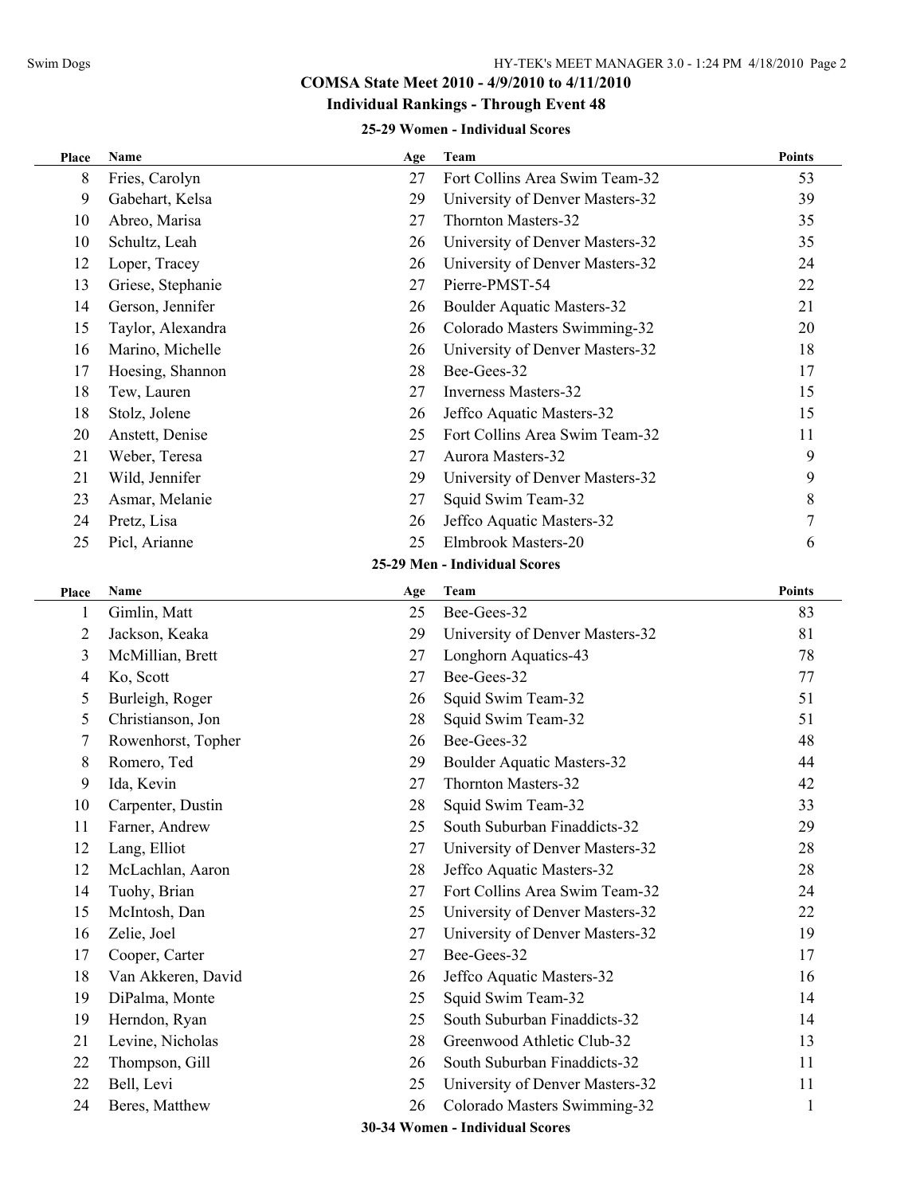## COMSA State Meet 2010 - 4/9/2010 to 4/11/2010

### Individual Rankings - Through Event 48

#### 25-29 Women - Individual Scores

| Place | Name | Age | Team | Points |
|---|---|---|---|---|
| 8 | Fries, Carolyn | 27 | Fort Collins Area Swim Team-32 | 53 |
| 9 | Gabehart, Kelsa | 29 | University of Denver Masters-32 | 39 |
| 10 | Abreo, Marisa | 27 | Thornton Masters-32 | 35 |
| 10 | Schultz, Leah | 26 | University of Denver Masters-32 | 35 |
| 12 | Loper, Tracey | 26 | University of Denver Masters-32 | 24 |
| 13 | Griese, Stephanie | 27 | Pierre-PMST-54 | 22 |
| 14 | Gerson, Jennifer | 26 | Boulder Aquatic Masters-32 | 21 |
| 15 | Taylor, Alexandra | 26 | Colorado Masters Swimming-32 | 20 |
| 16 | Marino, Michelle | 26 | University of Denver Masters-32 | 18 |
| 17 | Hoesing, Shannon | 28 | Bee-Gees-32 | 17 |
| 18 | Tew, Lauren | 27 | Inverness Masters-32 | 15 |
| 18 | Stolz, Jolene | 26 | Jeffco Aquatic Masters-32 | 15 |
| 20 | Anstett, Denise | 25 | Fort Collins Area Swim Team-32 | 11 |
| 21 | Weber, Teresa | 27 | Aurora Masters-32 | 9 |
| 21 | Wild, Jennifer | 29 | University of Denver Masters-32 | 9 |
| 23 | Asmar, Melanie | 27 | Squid Swim Team-32 | 8 |
| 24 | Pretz, Lisa | 26 | Jeffco Aquatic Masters-32 | 7 |
| 25 | Picl, Arianne | 25 | Elmbrook Masters-20 | 6 |

#### 25-29 Men - Individual Scores

| Place | Name | Age | Team | Points |
|---|---|---|---|---|
| 1 | Gimlin, Matt | 25 | Bee-Gees-32 | 83 |
| 2 | Jackson, Keaka | 29 | University of Denver Masters-32 | 81 |
| 3 | McMillian, Brett | 27 | Longhorn Aquatics-43 | 78 |
| 4 | Ko, Scott | 27 | Bee-Gees-32 | 77 |
| 5 | Burleigh, Roger | 26 | Squid Swim Team-32 | 51 |
| 5 | Christianson, Jon | 28 | Squid Swim Team-32 | 51 |
| 7 | Rowenhorst, Topher | 26 | Bee-Gees-32 | 48 |
| 8 | Romero, Ted | 29 | Boulder Aquatic Masters-32 | 44 |
| 9 | Ida, Kevin | 27 | Thornton Masters-32 | 42 |
| 10 | Carpenter, Dustin | 28 | Squid Swim Team-32 | 33 |
| 11 | Farner, Andrew | 25 | South Suburban Finaddicts-32 | 29 |
| 12 | Lang, Elliot | 27 | University of Denver Masters-32 | 28 |
| 12 | McLachlan, Aaron | 28 | Jeffco Aquatic Masters-32 | 28 |
| 14 | Tuohy, Brian | 27 | Fort Collins Area Swim Team-32 | 24 |
| 15 | McIntosh, Dan | 25 | University of Denver Masters-32 | 22 |
| 16 | Zelie, Joel | 27 | University of Denver Masters-32 | 19 |
| 17 | Cooper, Carter | 27 | Bee-Gees-32 | 17 |
| 18 | Van Akkeren, David | 26 | Jeffco Aquatic Masters-32 | 16 |
| 19 | DiPalma, Monte | 25 | Squid Swim Team-32 | 14 |
| 19 | Herndon, Ryan | 25 | South Suburban Finaddicts-32 | 14 |
| 21 | Levine, Nicholas | 28 | Greenwood Athletic Club-32 | 13 |
| 22 | Thompson, Gill | 26 | South Suburban Finaddicts-32 | 11 |
| 22 | Bell, Levi | 25 | University of Denver Masters-32 | 11 |
| 24 | Beres, Matthew | 26 | Colorado Masters Swimming-32 | 1 |

#### 30-34 Women - Individual Scores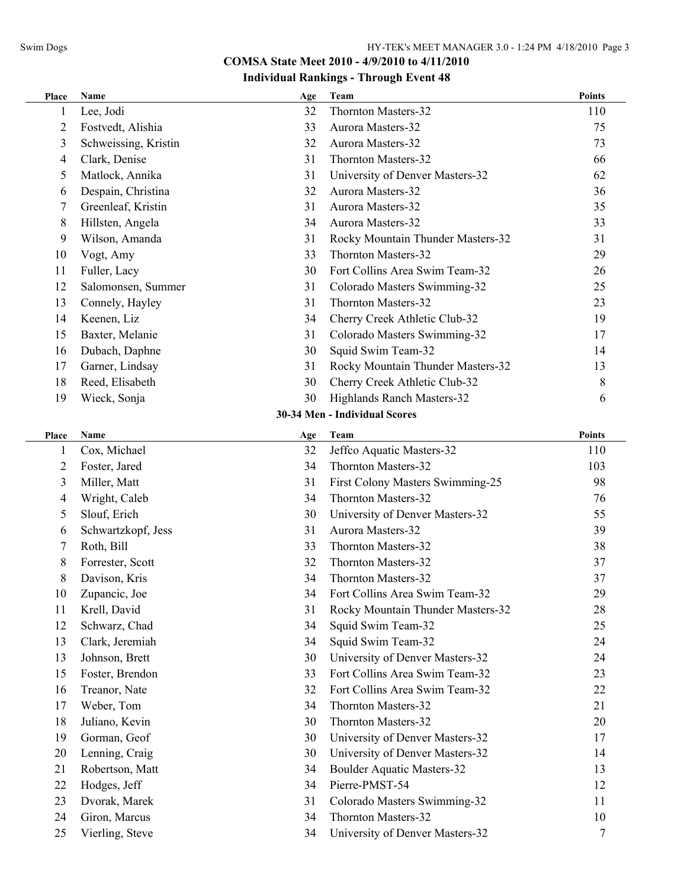## COMSA State Meet 2010 - 4/9/2010 to 4/11/2010

### Individual Rankings - Through Event 48

| Place | Name | Age | Team | Points |
|---|---|---|---|---|
| 1 | Lee, Jodi | 32 | Thornton Masters-32 | 110 |
| 2 | Fostvedt, Alishia | 33 | Aurora Masters-32 | 75 |
| 3 | Schweissing, Kristin | 32 | Aurora Masters-32 | 73 |
| 4 | Clark, Denise | 31 | Thornton Masters-32 | 66 |
| 5 | Matlock, Annika | 31 | University of Denver Masters-32 | 62 |
| 6 | Despain, Christina | 32 | Aurora Masters-32 | 36 |
| 7 | Greenleaf, Kristin | 31 | Aurora Masters-32 | 35 |
| 8 | Hillsten, Angela | 34 | Aurora Masters-32 | 33 |
| 9 | Wilson, Amanda | 31 | Rocky Mountain Thunder Masters-32 | 31 |
| 10 | Vogt, Amy | 33 | Thornton Masters-32 | 29 |
| 11 | Fuller, Lacy | 30 | Fort Collins Area Swim Team-32 | 26 |
| 12 | Salomonsen, Summer | 31 | Colorado Masters Swimming-32 | 25 |
| 13 | Connely, Hayley | 31 | Thornton Masters-32 | 23 |
| 14 | Keenen, Liz | 34 | Cherry Creek Athletic Club-32 | 19 |
| 15 | Baxter, Melanie | 31 | Colorado Masters Swimming-32 | 17 |
| 16 | Dubach, Daphne | 30 | Squid Swim Team-32 | 14 |
| 17 | Garner, Lindsay | 31 | Rocky Mountain Thunder Masters-32 | 13 |
| 18 | Reed, Elisabeth | 30 | Cherry Creek Athletic Club-32 | 8 |
| 19 | Wieck, Sonja | 30 | Highlands Ranch Masters-32 | 6 |

### 30-34 Men - Individual Scores

| Place | Name | Age | Team | Points |
|---|---|---|---|---|
| 1 | Cox, Michael | 32 | Jeffco Aquatic Masters-32 | 110 |
| 2 | Foster, Jared | 34 | Thornton Masters-32 | 103 |
| 3 | Miller, Matt | 31 | First Colony Masters Swimming-25 | 98 |
| 4 | Wright, Caleb | 34 | Thornton Masters-32 | 76 |
| 5 | Slouf, Erich | 30 | University of Denver Masters-32 | 55 |
| 6 | Schwartzkopf, Jess | 31 | Aurora Masters-32 | 39 |
| 7 | Roth, Bill | 33 | Thornton Masters-32 | 38 |
| 8 | Forrester, Scott | 32 | Thornton Masters-32 | 37 |
| 8 | Davison, Kris | 34 | Thornton Masters-32 | 37 |
| 10 | Zupancic, Joe | 34 | Fort Collins Area Swim Team-32 | 29 |
| 11 | Krell, David | 31 | Rocky Mountain Thunder Masters-32 | 28 |
| 12 | Schwarz, Chad | 34 | Squid Swim Team-32 | 25 |
| 13 | Clark, Jeremiah | 34 | Squid Swim Team-32 | 24 |
| 13 | Johnson, Brett | 30 | University of Denver Masters-32 | 24 |
| 15 | Foster, Brendon | 33 | Fort Collins Area Swim Team-32 | 23 |
| 16 | Treanor, Nate | 32 | Fort Collins Area Swim Team-32 | 22 |
| 17 | Weber, Tom | 34 | Thornton Masters-32 | 21 |
| 18 | Juliano, Kevin | 30 | Thornton Masters-32 | 20 |
| 19 | Gorman, Geof | 30 | University of Denver Masters-32 | 17 |
| 20 | Lenning, Craig | 30 | University of Denver Masters-32 | 14 |
| 21 | Robertson, Matt | 34 | Boulder Aquatic Masters-32 | 13 |
| 22 | Hodges, Jeff | 34 | Pierre-PMST-54 | 12 |
| 23 | Dvorak, Marek | 31 | Colorado Masters Swimming-32 | 11 |
| 24 | Giron, Marcus | 34 | Thornton Masters-32 | 10 |
| 25 | Vierling, Steve | 34 | University of Denver Masters-32 | 7 |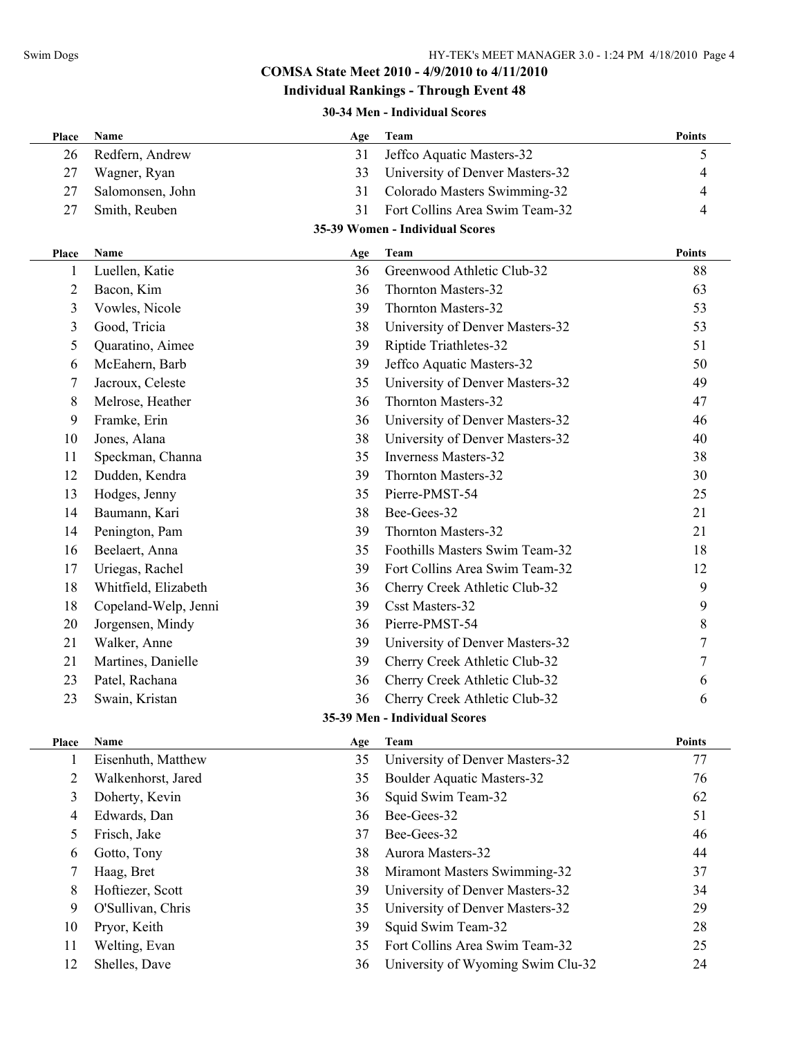## COMSA State Meet 2010 - 4/9/2010 to 4/11/2010

### Individual Rankings - Through Event 48

#### 30-34 Men - Individual Scores

| Place | Name | Age | Team | Points |
|---|---|---|---|---|
| 26 | Redfern, Andrew | 31 | Jeffco Aquatic Masters-32 | 5 |
| 27 | Wagner, Ryan | 33 | University of Denver Masters-32 | 4 |
| 27 | Salomonsen, John | 31 | Colorado Masters Swimming-32 | 4 |
| 27 | Smith, Reuben | 31 | Fort Collins Area Swim Team-32 | 4 |

#### 35-39 Women - Individual Scores

| Place | Name | Age | Team | Points |
|---|---|---|---|---|
| 1 | Luellen, Katie | 36 | Greenwood Athletic Club-32 | 88 |
| 2 | Bacon, Kim | 36 | Thornton Masters-32 | 63 |
| 3 | Vowles, Nicole | 39 | Thornton Masters-32 | 53 |
| 3 | Good, Tricia | 38 | University of Denver Masters-32 | 53 |
| 5 | Quaratino, Aimee | 39 | Riptide Triathletes-32 | 51 |
| 6 | McEahern, Barb | 39 | Jeffco Aquatic Masters-32 | 50 |
| 7 | Jacroux, Celeste | 35 | University of Denver Masters-32 | 49 |
| 8 | Melrose, Heather | 36 | Thornton Masters-32 | 47 |
| 9 | Framke, Erin | 36 | University of Denver Masters-32 | 46 |
| 10 | Jones, Alana | 38 | University of Denver Masters-32 | 40 |
| 11 | Speckman, Channa | 35 | Inverness Masters-32 | 38 |
| 12 | Dudden, Kendra | 39 | Thornton Masters-32 | 30 |
| 13 | Hodges, Jenny | 35 | Pierre-PMST-54 | 25 |
| 14 | Baumann, Kari | 38 | Bee-Gees-32 | 21 |
| 14 | Penington, Pam | 39 | Thornton Masters-32 | 21 |
| 16 | Beelaert, Anna | 35 | Foothills Masters Swim Team-32 | 18 |
| 17 | Uriegas, Rachel | 39 | Fort Collins Area Swim Team-32 | 12 |
| 18 | Whitfield, Elizabeth | 36 | Cherry Creek Athletic Club-32 | 9 |
| 18 | Copeland-Welp, Jenni | 39 | Csst Masters-32 | 9 |
| 20 | Jorgensen, Mindy | 36 | Pierre-PMST-54 | 8 |
| 21 | Walker, Anne | 39 | University of Denver Masters-32 | 7 |
| 21 | Martines, Danielle | 39 | Cherry Creek Athletic Club-32 | 7 |
| 23 | Patel, Rachana | 36 | Cherry Creek Athletic Club-32 | 6 |
| 23 | Swain, Kristan | 36 | Cherry Creek Athletic Club-32 | 6 |

#### 35-39 Men - Individual Scores

| Place | Name | Age | Team | Points |
|---|---|---|---|---|
| 1 | Eisenhuth, Matthew | 35 | University of Denver Masters-32 | 77 |
| 2 | Walkenhorst, Jared | 35 | Boulder Aquatic Masters-32 | 76 |
| 3 | Doherty, Kevin | 36 | Squid Swim Team-32 | 62 |
| 4 | Edwards, Dan | 36 | Bee-Gees-32 | 51 |
| 5 | Frisch, Jake | 37 | Bee-Gees-32 | 46 |
| 6 | Gotto, Tony | 38 | Aurora Masters-32 | 44 |
| 7 | Haag, Bret | 38 | Miramont Masters Swimming-32 | 37 |
| 8 | Hoftiezer, Scott | 39 | University of Denver Masters-32 | 34 |
| 9 | O'Sullivan, Chris | 35 | University of Denver Masters-32 | 29 |
| 10 | Pryor, Keith | 39 | Squid Swim Team-32 | 28 |
| 11 | Welting, Evan | 35 | Fort Collins Area Swim Team-32 | 25 |
| 12 | Shelles, Dave | 36 | University of Wyoming Swim Clu-32 | 24 |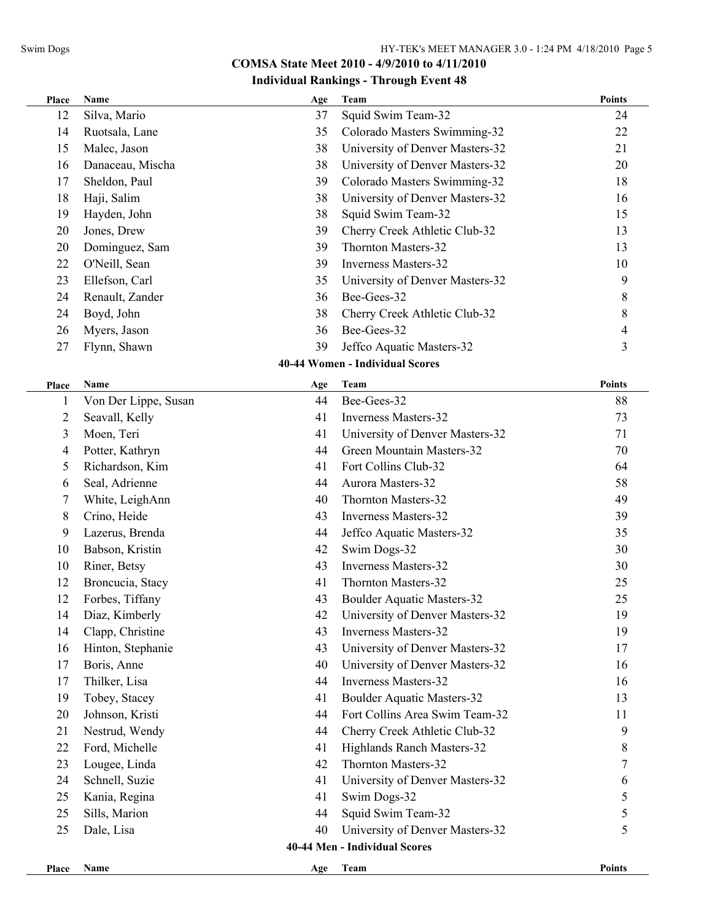## COMSA State Meet 2010 - 4/9/2010 to 4/11/2010

### Individual Rankings - Through Event 48

| Place | Name | Age | Team | Points |
|---|---|---|---|---|
| 12 | Silva, Mario | 37 | Squid Swim Team-32 | 24 |
| 14 | Ruotsala, Lane | 35 | Colorado Masters Swimming-32 | 22 |
| 15 | Malec, Jason | 38 | University of Denver Masters-32 | 21 |
| 16 | Danaceau, Mischa | 38 | University of Denver Masters-32 | 20 |
| 17 | Sheldon, Paul | 39 | Colorado Masters Swimming-32 | 18 |
| 18 | Haji, Salim | 38 | University of Denver Masters-32 | 16 |
| 19 | Hayden, John | 38 | Squid Swim Team-32 | 15 |
| 20 | Jones, Drew | 39 | Cherry Creek Athletic Club-32 | 13 |
| 20 | Dominguez, Sam | 39 | Thornton Masters-32 | 13 |
| 22 | O'Neill, Sean | 39 | Inverness Masters-32 | 10 |
| 23 | Ellefson, Carl | 35 | University of Denver Masters-32 | 9 |
| 24 | Renault, Zander | 36 | Bee-Gees-32 | 8 |
| 24 | Boyd, John | 38 | Cherry Creek Athletic Club-32 | 8 |
| 26 | Myers, Jason | 36 | Bee-Gees-32 | 4 |
| 27 | Flynn, Shawn | 39 | Jeffco Aquatic Masters-32 | 3 |

#### 40-44 Women - Individual Scores

| Place | Name | Age | Team | Points |
|---|---|---|---|---|
| 1 | Von Der Lippe, Susan | 44 | Bee-Gees-32 | 88 |
| 2 | Seavall, Kelly | 41 | Inverness Masters-32 | 73 |
| 3 | Moen, Teri | 41 | University of Denver Masters-32 | 71 |
| 4 | Potter, Kathryn | 44 | Green Mountain Masters-32 | 70 |
| 5 | Richardson, Kim | 41 | Fort Collins Club-32 | 64 |
| 6 | Seal, Adrienne | 44 | Aurora Masters-32 | 58 |
| 7 | White, LeighAnn | 40 | Thornton Masters-32 | 49 |
| 8 | Crino, Heide | 43 | Inverness Masters-32 | 39 |
| 9 | Lazerus, Brenda | 44 | Jeffco Aquatic Masters-32 | 35 |
| 10 | Babson, Kristin | 42 | Swim Dogs-32 | 30 |
| 10 | Riner, Betsy | 43 | Inverness Masters-32 | 30 |
| 12 | Broncucia, Stacy | 41 | Thornton Masters-32 | 25 |
| 12 | Forbes, Tiffany | 43 | Boulder Aquatic Masters-32 | 25 |
| 14 | Diaz, Kimberly | 42 | University of Denver Masters-32 | 19 |
| 14 | Clapp, Christine | 43 | Inverness Masters-32 | 19 |
| 16 | Hinton, Stephanie | 43 | University of Denver Masters-32 | 17 |
| 17 | Boris, Anne | 40 | University of Denver Masters-32 | 16 |
| 17 | Thilker, Lisa | 44 | Inverness Masters-32 | 16 |
| 19 | Tobey, Stacey | 41 | Boulder Aquatic Masters-32 | 13 |
| 20 | Johnson, Kristi | 44 | Fort Collins Area Swim Team-32 | 11 |
| 21 | Nestrud, Wendy | 44 | Cherry Creek Athletic Club-32 | 9 |
| 22 | Ford, Michelle | 41 | Highlands Ranch Masters-32 | 8 |
| 23 | Lougee, Linda | 42 | Thornton Masters-32 | 7 |
| 24 | Schnell, Suzie | 41 | University of Denver Masters-32 | 6 |
| 25 | Kania, Regina | 41 | Swim Dogs-32 | 5 |
| 25 | Sills, Marion | 44 | Squid Swim Team-32 | 5 |
| 25 | Dale, Lisa | 40 | University of Denver Masters-32 | 5 |

#### 40-44 Men - Individual Scores

| Place | Name | Age | Team | Points |
|---|---|---|---|---|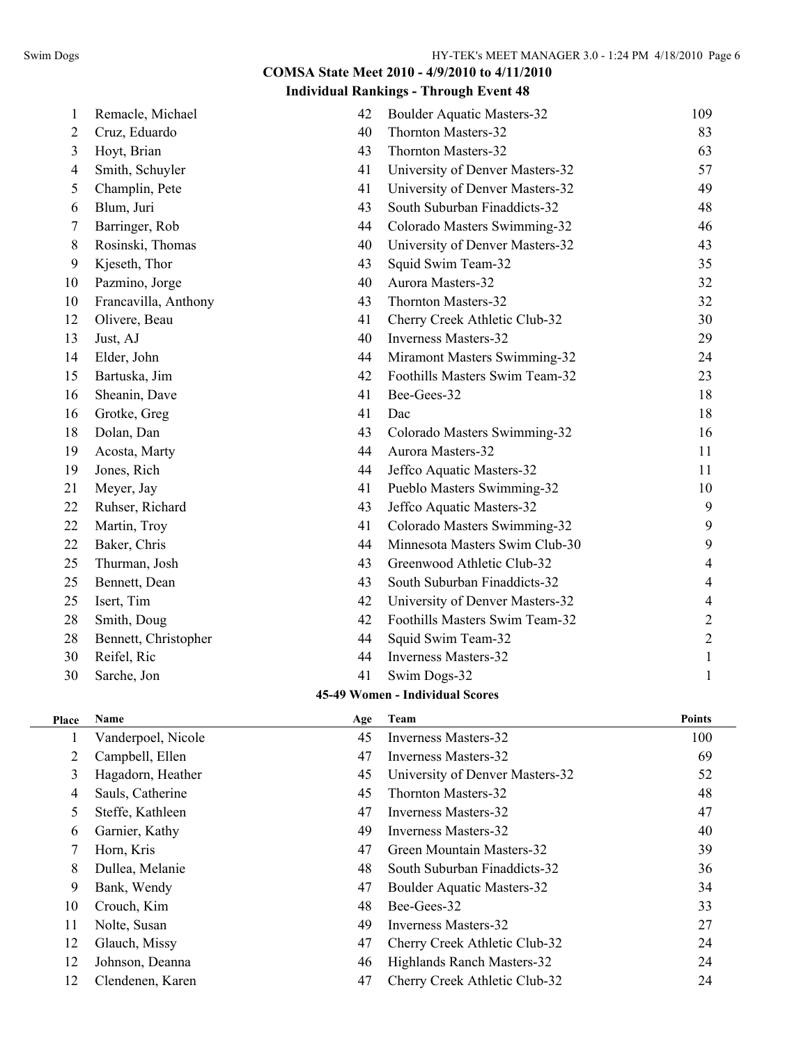## COMSA State Meet 2010 - 4/9/2010 to 4/11/2010

### Individual Rankings - Through Event 48

| Place | Name | Age | Team | Points |
|---|---|---|---|---|
| 1 | Remacle, Michael | 42 | Boulder Aquatic Masters-32 | 109 |
| 2 | Cruz, Eduardo | 40 | Thornton Masters-32 | 83 |
| 3 | Hoyt, Brian | 43 | Thornton Masters-32 | 63 |
| 4 | Smith, Schuyler | 41 | University of Denver Masters-32 | 57 |
| 5 | Champlin, Pete | 41 | University of Denver Masters-32 | 49 |
| 6 | Blum, Juri | 43 | South Suburban Finaddicts-32 | 48 |
| 7 | Barringer, Rob | 44 | Colorado Masters Swimming-32 | 46 |
| 8 | Rosinski, Thomas | 40 | University of Denver Masters-32 | 43 |
| 9 | Kjeseth, Thor | 43 | Squid Swim Team-32 | 35 |
| 10 | Pazmino, Jorge | 40 | Aurora Masters-32 | 32 |
| 10 | Francavilla, Anthony | 43 | Thornton Masters-32 | 32 |
| 12 | Olivere, Beau | 41 | Cherry Creek Athletic Club-32 | 30 |
| 13 | Just, AJ | 40 | Inverness Masters-32 | 29 |
| 14 | Elder, John | 44 | Miramont Masters Swimming-32 | 24 |
| 15 | Bartuska, Jim | 42 | Foothills Masters Swim Team-32 | 23 |
| 16 | Sheanin, Dave | 41 | Bee-Gees-32 | 18 |
| 16 | Grotke, Greg | 41 | Dac | 18 |
| 18 | Dolan, Dan | 43 | Colorado Masters Swimming-32 | 16 |
| 19 | Acosta, Marty | 44 | Aurora Masters-32 | 11 |
| 19 | Jones, Rich | 44 | Jeffco Aquatic Masters-32 | 11 |
| 21 | Meyer, Jay | 41 | Pueblo Masters Swimming-32 | 10 |
| 22 | Ruhser, Richard | 43 | Jeffco Aquatic Masters-32 | 9 |
| 22 | Martin, Troy | 41 | Colorado Masters Swimming-32 | 9 |
| 22 | Baker, Chris | 44 | Minnesota Masters Swim Club-30 | 9 |
| 25 | Thurman, Josh | 43 | Greenwood Athletic Club-32 | 4 |
| 25 | Bennett, Dean | 43 | South Suburban Finaddicts-32 | 4 |
| 25 | Isert, Tim | 42 | University of Denver Masters-32 | 4 |
| 28 | Smith, Doug | 42 | Foothills Masters Swim Team-32 | 2 |
| 28 | Bennett, Christopher | 44 | Squid Swim Team-32 | 2 |
| 30 | Reifel, Ric | 44 | Inverness Masters-32 | 1 |
| 30 | Sarche, Jon | 41 | Swim Dogs-32 | 1 |

### 45-49 Women - Individual Scores

| Place | Name | Age | Team | Points |
|---|---|---|---|---|
| 1 | Vanderpoel, Nicole | 45 | Inverness Masters-32 | 100 |
| 2 | Campbell, Ellen | 47 | Inverness Masters-32 | 69 |
| 3 | Hagadorn, Heather | 45 | University of Denver Masters-32 | 52 |
| 4 | Sauls, Catherine | 45 | Thornton Masters-32 | 48 |
| 5 | Steffe, Kathleen | 47 | Inverness Masters-32 | 47 |
| 6 | Garnier, Kathy | 49 | Inverness Masters-32 | 40 |
| 7 | Horn, Kris | 47 | Green Mountain Masters-32 | 39 |
| 8 | Dullea, Melanie | 48 | South Suburban Finaddicts-32 | 36 |
| 9 | Bank, Wendy | 47 | Boulder Aquatic Masters-32 | 34 |
| 10 | Crouch, Kim | 48 | Bee-Gees-32 | 33 |
| 11 | Nolte, Susan | 49 | Inverness Masters-32 | 27 |
| 12 | Glauch, Missy | 47 | Cherry Creek Athletic Club-32 | 24 |
| 12 | Johnson, Deanna | 46 | Highlands Ranch Masters-32 | 24 |
| 12 | Clendenen, Karen | 47 | Cherry Creek Athletic Club-32 | 24 |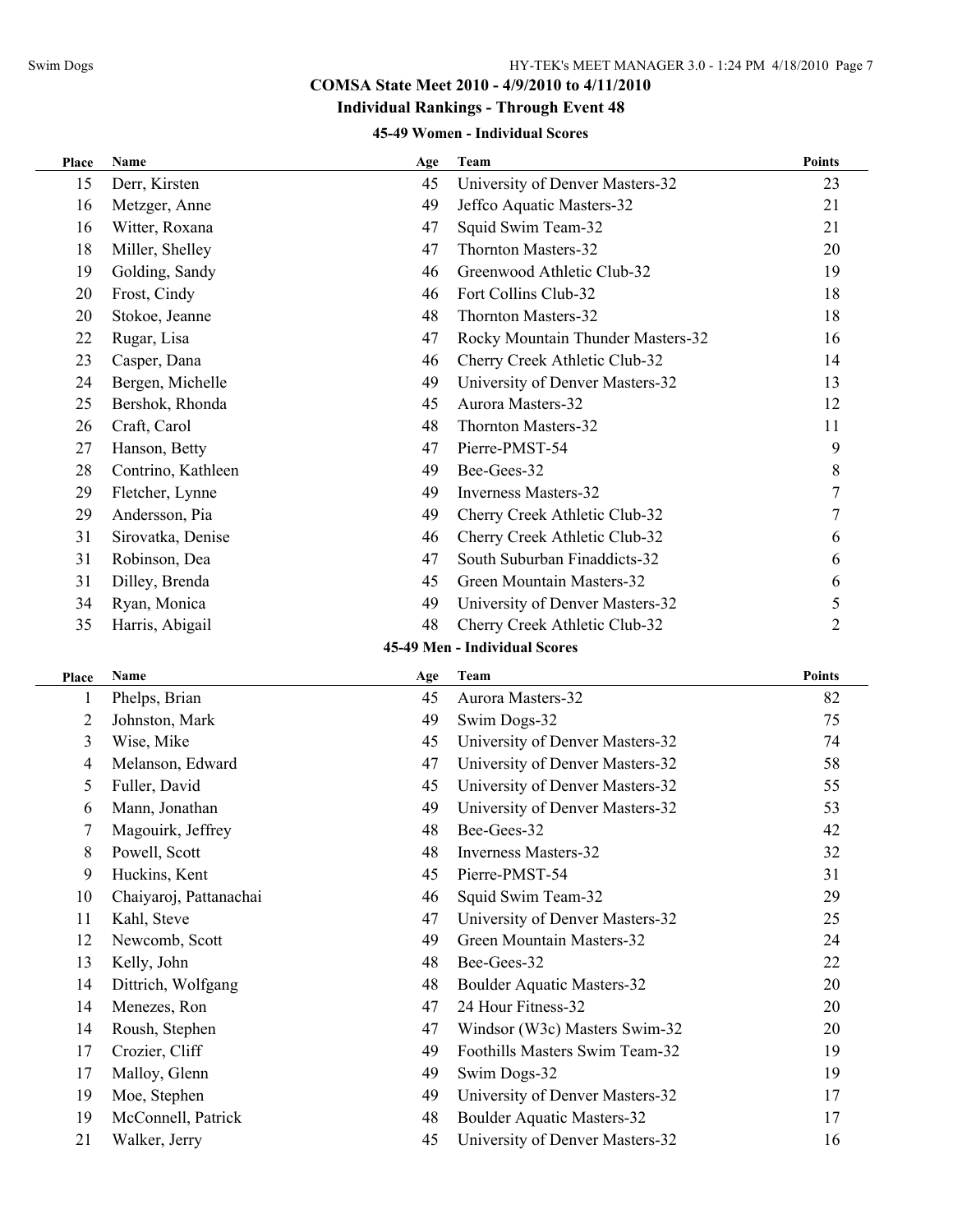## COMSA State Meet 2010 - 4/9/2010 to 4/11/2010

### Individual Rankings - Through Event 48

#### 45-49 Women - Individual Scores

| Place | Name | Age | Team | Points |
|---|---|---|---|---|
| 15 | Derr, Kirsten | 45 | University of Denver Masters-32 | 23 |
| 16 | Metzger, Anne | 49 | Jeffco Aquatic Masters-32 | 21 |
| 16 | Witter, Roxana | 47 | Squid Swim Team-32 | 21 |
| 18 | Miller, Shelley | 47 | Thornton Masters-32 | 20 |
| 19 | Golding, Sandy | 46 | Greenwood Athletic Club-32 | 19 |
| 20 | Frost, Cindy | 46 | Fort Collins Club-32 | 18 |
| 20 | Stokoe, Jeanne | 48 | Thornton Masters-32 | 18 |
| 22 | Rugar, Lisa | 47 | Rocky Mountain Thunder Masters-32 | 16 |
| 23 | Casper, Dana | 46 | Cherry Creek Athletic Club-32 | 14 |
| 24 | Bergen, Michelle | 49 | University of Denver Masters-32 | 13 |
| 25 | Bershok, Rhonda | 45 | Aurora Masters-32 | 12 |
| 26 | Craft, Carol | 48 | Thornton Masters-32 | 11 |
| 27 | Hanson, Betty | 47 | Pierre-PMST-54 | 9 |
| 28 | Contrino, Kathleen | 49 | Bee-Gees-32 | 8 |
| 29 | Fletcher, Lynne | 49 | Inverness Masters-32 | 7 |
| 29 | Andersson, Pia | 49 | Cherry Creek Athletic Club-32 | 7 |
| 31 | Sirovatka, Denise | 46 | Cherry Creek Athletic Club-32 | 6 |
| 31 | Robinson, Dea | 47 | South Suburban Finaddicts-32 | 6 |
| 31 | Dilley, Brenda | 45 | Green Mountain Masters-32 | 6 |
| 34 | Ryan, Monica | 49 | University of Denver Masters-32 | 5 |
| 35 | Harris, Abigail | 48 | Cherry Creek Athletic Club-32 | 2 |

#### 45-49 Men - Individual Scores

| Place | Name | Age | Team | Points |
|---|---|---|---|---|
| 1 | Phelps, Brian | 45 | Aurora Masters-32 | 82 |
| 2 | Johnston, Mark | 49 | Swim Dogs-32 | 75 |
| 3 | Wise, Mike | 45 | University of Denver Masters-32 | 74 |
| 4 | Melanson, Edward | 47 | University of Denver Masters-32 | 58 |
| 5 | Fuller, David | 45 | University of Denver Masters-32 | 55 |
| 6 | Mann, Jonathan | 49 | University of Denver Masters-32 | 53 |
| 7 | Magouirk, Jeffrey | 48 | Bee-Gees-32 | 42 |
| 8 | Powell, Scott | 48 | Inverness Masters-32 | 32 |
| 9 | Huckins, Kent | 45 | Pierre-PMST-54 | 31 |
| 10 | Chaiyaroj, Pattanachai | 46 | Squid Swim Team-32 | 29 |
| 11 | Kahl, Steve | 47 | University of Denver Masters-32 | 25 |
| 12 | Newcomb, Scott | 49 | Green Mountain Masters-32 | 24 |
| 13 | Kelly, John | 48 | Bee-Gees-32 | 22 |
| 14 | Dittrich, Wolfgang | 48 | Boulder Aquatic Masters-32 | 20 |
| 14 | Menezes, Ron | 47 | 24 Hour Fitness-32 | 20 |
| 14 | Roush, Stephen | 47 | Windsor (W3c) Masters Swim-32 | 20 |
| 17 | Crozier, Cliff | 49 | Foothills Masters Swim Team-32 | 19 |
| 17 | Malloy, Glenn | 49 | Swim Dogs-32 | 19 |
| 19 | Moe, Stephen | 49 | University of Denver Masters-32 | 17 |
| 19 | McConnell, Patrick | 48 | Boulder Aquatic Masters-32 | 17 |
| 21 | Walker, Jerry | 45 | University of Denver Masters-32 | 16 |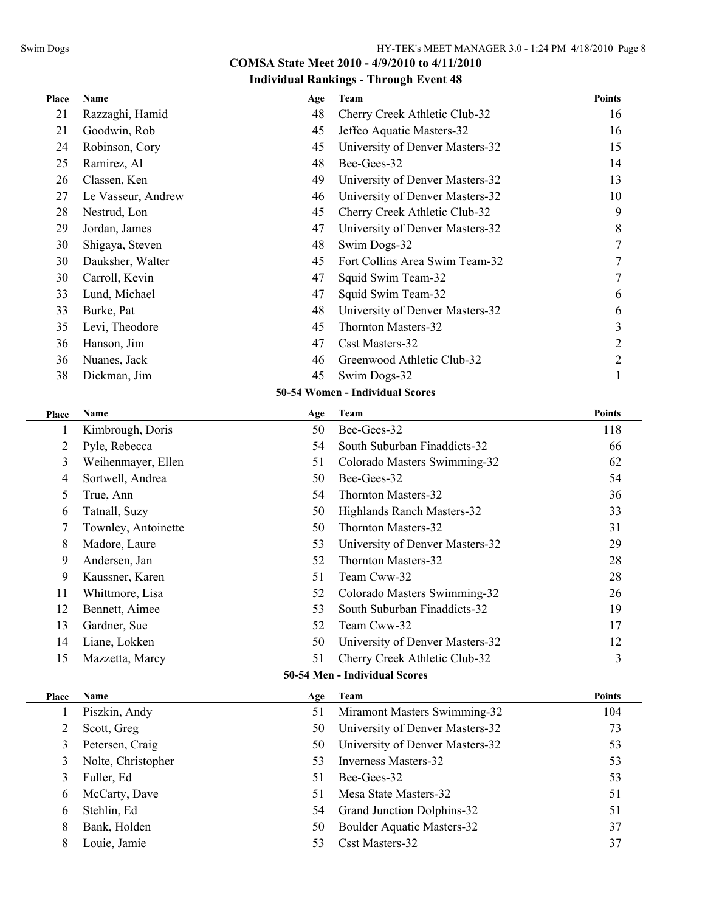## COMSA State Meet 2010 - 4/9/2010 to 4/11/2010

### Individual Rankings - Through Event 48

| Place | Name | Age | Team | Points |
|---|---|---|---|---|
| 21 | Razzaghi, Hamid | 48 | Cherry Creek Athletic Club-32 | 16 |
| 21 | Goodwin, Rob | 45 | Jeffco Aquatic Masters-32 | 16 |
| 24 | Robinson, Cory | 45 | University of Denver Masters-32 | 15 |
| 25 | Ramirez, Al | 48 | Bee-Gees-32 | 14 |
| 26 | Classen, Ken | 49 | University of Denver Masters-32 | 13 |
| 27 | Le Vasseur, Andrew | 46 | University of Denver Masters-32 | 10 |
| 28 | Nestrud, Lon | 45 | Cherry Creek Athletic Club-32 | 9 |
| 29 | Jordan, James | 47 | University of Denver Masters-32 | 8 |
| 30 | Shigaya, Steven | 48 | Swim Dogs-32 | 7 |
| 30 | Dauksher, Walter | 45 | Fort Collins Area Swim Team-32 | 7 |
| 30 | Carroll, Kevin | 47 | Squid Swim Team-32 | 7 |
| 33 | Lund, Michael | 47 | Squid Swim Team-32 | 6 |
| 33 | Burke, Pat | 48 | University of Denver Masters-32 | 6 |
| 35 | Levi, Theodore | 45 | Thornton Masters-32 | 3 |
| 36 | Hanson, Jim | 47 | Csst Masters-32 | 2 |
| 36 | Nuanes, Jack | 46 | Greenwood Athletic Club-32 | 2 |
| 38 | Dickman, Jim | 45 | Swim Dogs-32 | 1 |

### 50-54 Women - Individual Scores

| Place | Name | Age | Team | Points |
|---|---|---|---|---|
| 1 | Kimbrough, Doris | 50 | Bee-Gees-32 | 118 |
| 2 | Pyle, Rebecca | 54 | South Suburban Finaddicts-32 | 66 |
| 3 | Weihenmayer, Ellen | 51 | Colorado Masters Swimming-32 | 62 |
| 4 | Sortwell, Andrea | 50 | Bee-Gees-32 | 54 |
| 5 | True, Ann | 54 | Thornton Masters-32 | 36 |
| 6 | Tatnall, Suzy | 50 | Highlands Ranch Masters-32 | 33 |
| 7 | Townley, Antoinette | 50 | Thornton Masters-32 | 31 |
| 8 | Madore, Laure | 53 | University of Denver Masters-32 | 29 |
| 9 | Andersen, Jan | 52 | Thornton Masters-32 | 28 |
| 9 | Kaussner, Karen | 51 | Team Cww-32 | 28 |
| 11 | Whittmore, Lisa | 52 | Colorado Masters Swimming-32 | 26 |
| 12 | Bennett, Aimee | 53 | South Suburban Finaddicts-32 | 19 |
| 13 | Gardner, Sue | 52 | Team Cww-32 | 17 |
| 14 | Liane, Lokken | 50 | University of Denver Masters-32 | 12 |
| 15 | Mazzetta, Marcy | 51 | Cherry Creek Athletic Club-32 | 3 |

### 50-54 Men - Individual Scores

| Place | Name | Age | Team | Points |
|---|---|---|---|---|
| 1 | Piszkin, Andy | 51 | Miramont Masters Swimming-32 | 104 |
| 2 | Scott, Greg | 50 | University of Denver Masters-32 | 73 |
| 3 | Petersen, Craig | 50 | University of Denver Masters-32 | 53 |
| 3 | Nolte, Christopher | 53 | Inverness Masters-32 | 53 |
| 3 | Fuller, Ed | 51 | Bee-Gees-32 | 53 |
| 6 | McCarty, Dave | 51 | Mesa State Masters-32 | 51 |
| 6 | Stehlin, Ed | 54 | Grand Junction Dolphins-32 | 51 |
| 8 | Bank, Holden | 50 | Boulder Aquatic Masters-32 | 37 |
| 8 | Louie, Jamie | 53 | Csst Masters-32 | 37 |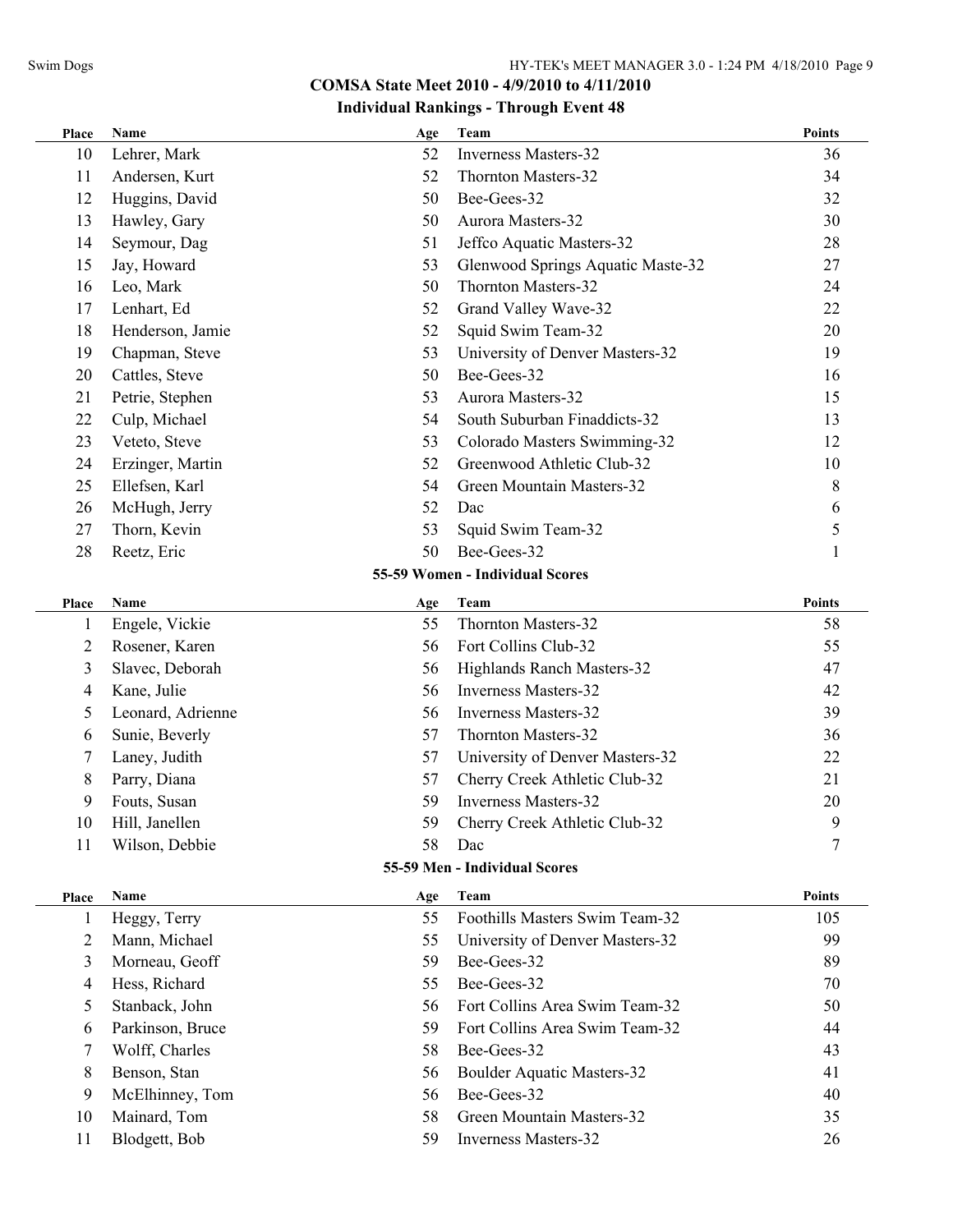## COMSA State Meet 2010 - 4/9/2010 to 4/11/2010

### Individual Rankings - Through Event 48

| Place | Name | Age | Team | Points |
|---|---|---|---|---|
| 10 | Lehrer, Mark | 52 | Inverness Masters-32 | 36 |
| 11 | Andersen, Kurt | 52 | Thornton Masters-32 | 34 |
| 12 | Huggins, David | 50 | Bee-Gees-32 | 32 |
| 13 | Hawley, Gary | 50 | Aurora Masters-32 | 30 |
| 14 | Seymour, Dag | 51 | Jeffco Aquatic Masters-32 | 28 |
| 15 | Jay, Howard | 53 | Glenwood Springs Aquatic Maste-32 | 27 |
| 16 | Leo, Mark | 50 | Thornton Masters-32 | 24 |
| 17 | Lenhart, Ed | 52 | Grand Valley Wave-32 | 22 |
| 18 | Henderson, Jamie | 52 | Squid Swim Team-32 | 20 |
| 19 | Chapman, Steve | 53 | University of Denver Masters-32 | 19 |
| 20 | Cattles, Steve | 50 | Bee-Gees-32 | 16 |
| 21 | Petrie, Stephen | 53 | Aurora Masters-32 | 15 |
| 22 | Culp, Michael | 54 | South Suburban Finaddicts-32 | 13 |
| 23 | Veteto, Steve | 53 | Colorado Masters Swimming-32 | 12 |
| 24 | Erzinger, Martin | 52 | Greenwood Athletic Club-32 | 10 |
| 25 | Ellefsen, Karl | 54 | Green Mountain Masters-32 | 8 |
| 26 | McHugh, Jerry | 52 | Dac | 6 |
| 27 | Thorn, Kevin | 53 | Squid Swim Team-32 | 5 |
| 28 | Reetz, Eric | 50 | Bee-Gees-32 | 1 |

### 55-59 Women - Individual Scores

| Place | Name | Age | Team | Points |
|---|---|---|---|---|
| 1 | Engele, Vickie | 55 | Thornton Masters-32 | 58 |
| 2 | Rosener, Karen | 56 | Fort Collins Club-32 | 55 |
| 3 | Slavec, Deborah | 56 | Highlands Ranch Masters-32 | 47 |
| 4 | Kane, Julie | 56 | Inverness Masters-32 | 42 |
| 5 | Leonard, Adrienne | 56 | Inverness Masters-32 | 39 |
| 6 | Sunie, Beverly | 57 | Thornton Masters-32 | 36 |
| 7 | Laney, Judith | 57 | University of Denver Masters-32 | 22 |
| 8 | Parry, Diana | 57 | Cherry Creek Athletic Club-32 | 21 |
| 9 | Fouts, Susan | 59 | Inverness Masters-32 | 20 |
| 10 | Hill, Janellen | 59 | Cherry Creek Athletic Club-32 | 9 |
| 11 | Wilson, Debbie | 58 | Dac | 7 |

### 55-59 Men - Individual Scores

| Place | Name | Age | Team | Points |
|---|---|---|---|---|
| 1 | Heggy, Terry | 55 | Foothills Masters Swim Team-32 | 105 |
| 2 | Mann, Michael | 55 | University of Denver Masters-32 | 99 |
| 3 | Morneau, Geoff | 59 | Bee-Gees-32 | 89 |
| 4 | Hess, Richard | 55 | Bee-Gees-32 | 70 |
| 5 | Stanback, John | 56 | Fort Collins Area Swim Team-32 | 50 |
| 6 | Parkinson, Bruce | 59 | Fort Collins Area Swim Team-32 | 44 |
| 7 | Wolff, Charles | 58 | Bee-Gees-32 | 43 |
| 8 | Benson, Stan | 56 | Boulder Aquatic Masters-32 | 41 |
| 9 | McElhinney, Tom | 56 | Bee-Gees-32 | 40 |
| 10 | Mainard, Tom | 58 | Green Mountain Masters-32 | 35 |
| 11 | Blodgett, Bob | 59 | Inverness Masters-32 | 26 |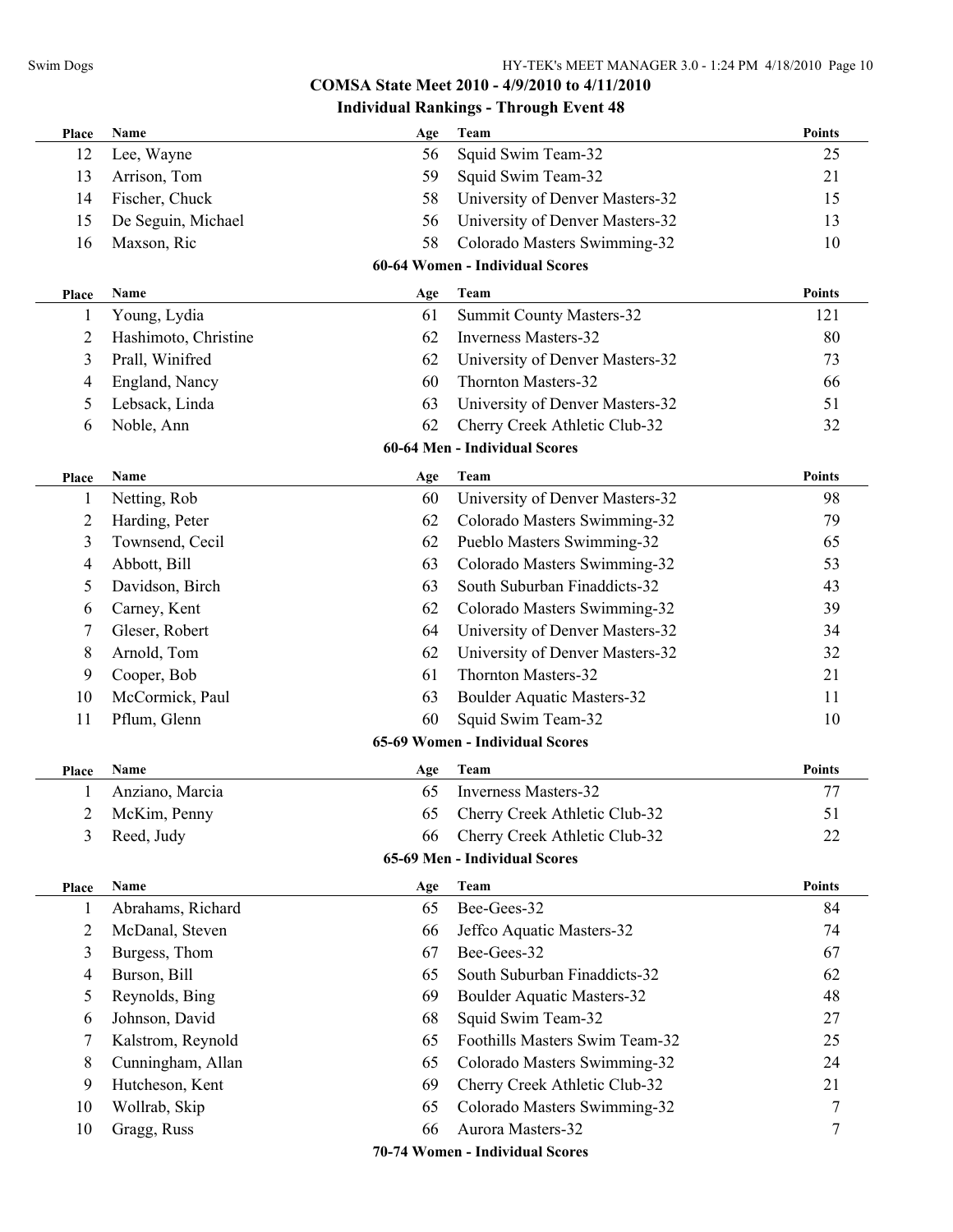## COMSA State Meet 2010 - 4/9/2010 to 4/11/2010

### Individual Rankings - Through Event 48

| Place | Name | Age | Team | Points |
|---|---|---|---|---|
| 12 | Lee, Wayne | 56 | Squid Swim Team-32 | 25 |
| 13 | Arrison, Tom | 59 | Squid Swim Team-32 | 21 |
| 14 | Fischer, Chuck | 58 | University of Denver Masters-32 | 15 |
| 15 | De Seguin, Michael | 56 | University of Denver Masters-32 | 13 |
| 16 | Maxson, Ric | 58 | Colorado Masters Swimming-32 | 10 |

### 60-64 Women - Individual Scores

| Place | Name | Age | Team | Points |
|---|---|---|---|---|
| 1 | Young, Lydia | 61 | Summit County Masters-32 | 121 |
| 2 | Hashimoto, Christine | 62 | Inverness Masters-32 | 80 |
| 3 | Prall, Winifred | 62 | University of Denver Masters-32 | 73 |
| 4 | England, Nancy | 60 | Thornton Masters-32 | 66 |
| 5 | Lebsack, Linda | 63 | University of Denver Masters-32 | 51 |
| 6 | Noble, Ann | 62 | Cherry Creek Athletic Club-32 | 32 |

### 60-64 Men - Individual Scores

| Place | Name | Age | Team | Points |
|---|---|---|---|---|
| 1 | Netting, Rob | 60 | University of Denver Masters-32 | 98 |
| 2 | Harding, Peter | 62 | Colorado Masters Swimming-32 | 79 |
| 3 | Townsend, Cecil | 62 | Pueblo Masters Swimming-32 | 65 |
| 4 | Abbott, Bill | 63 | Colorado Masters Swimming-32 | 53 |
| 5 | Davidson, Birch | 63 | South Suburban Finaddicts-32 | 43 |
| 6 | Carney, Kent | 62 | Colorado Masters Swimming-32 | 39 |
| 7 | Gleser, Robert | 64 | University of Denver Masters-32 | 34 |
| 8 | Arnold, Tom | 62 | University of Denver Masters-32 | 32 |
| 9 | Cooper, Bob | 61 | Thornton Masters-32 | 21 |
| 10 | McCormick, Paul | 63 | Boulder Aquatic Masters-32 | 11 |
| 11 | Pflum, Glenn | 60 | Squid Swim Team-32 | 10 |

### 65-69 Women - Individual Scores

| Place | Name | Age | Team | Points |
|---|---|---|---|---|
| 1 | Anziano, Marcia | 65 | Inverness Masters-32 | 77 |
| 2 | McKim, Penny | 65 | Cherry Creek Athletic Club-32 | 51 |
| 3 | Reed, Judy | 66 | Cherry Creek Athletic Club-32 | 22 |

### 65-69 Men - Individual Scores

| Place | Name | Age | Team | Points |
|---|---|---|---|---|
| 1 | Abrahams, Richard | 65 | Bee-Gees-32 | 84 |
| 2 | McDanal, Steven | 66 | Jeffco Aquatic Masters-32 | 74 |
| 3 | Burgess, Thom | 67 | Bee-Gees-32 | 67 |
| 4 | Burson, Bill | 65 | South Suburban Finaddicts-32 | 62 |
| 5 | Reynolds, Bing | 69 | Boulder Aquatic Masters-32 | 48 |
| 6 | Johnson, David | 68 | Squid Swim Team-32 | 27 |
| 7 | Kalstrom, Reynold | 65 | Foothills Masters Swim Team-32 | 25 |
| 8 | Cunningham, Allan | 65 | Colorado Masters Swimming-32 | 24 |
| 9 | Hutcheson, Kent | 69 | Cherry Creek Athletic Club-32 | 21 |
| 10 | Wollrab, Skip | 65 | Colorado Masters Swimming-32 | 7 |
| 10 | Gragg, Russ | 66 | Aurora Masters-32 | 7 |

### 70-74 Women - Individual Scores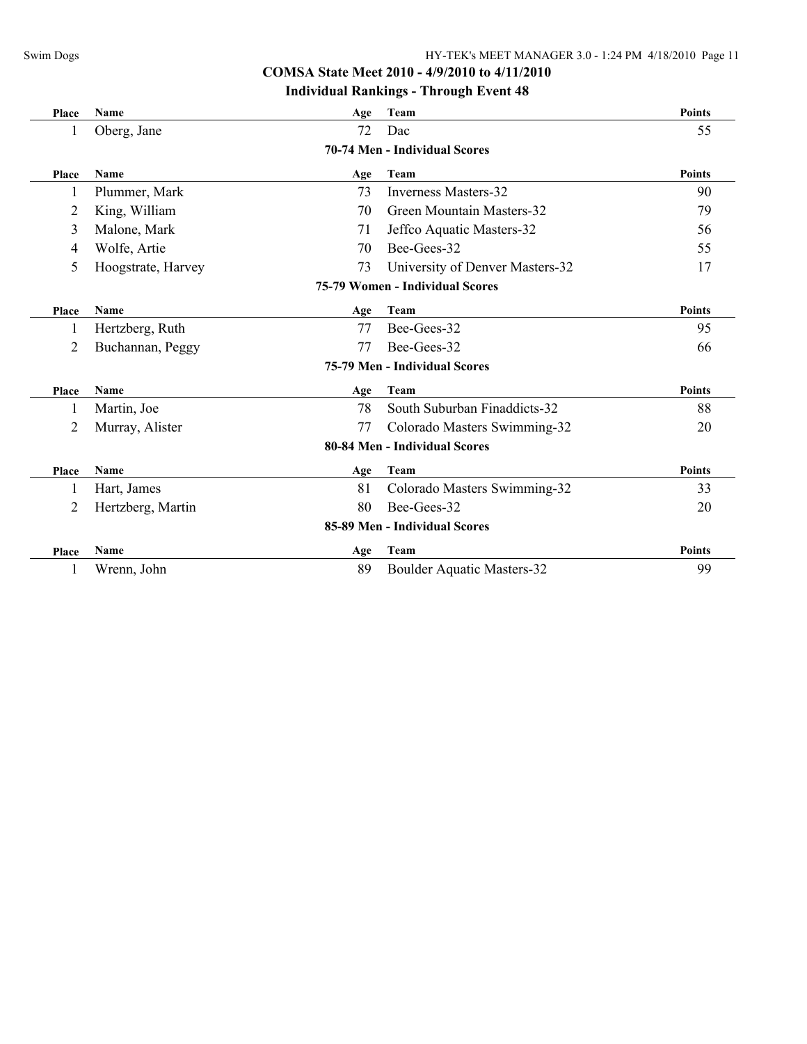## COMSA State Meet 2010 - 4/9/2010 to 4/11/2010

### Individual Rankings - Through Event 48

| Place | Name | Age | Team | Points |
|---|---|---|---|---|
| 1 | Oberg, Jane | 72 | Dac | 55 |

**70-74 Men - Individual Scores**

| Place | Name | Age | Team | Points |
|---|---|---|---|---|
| 1 | Plummer, Mark | 73 | Inverness Masters-32 | 90 |
| 2 | King, William | 70 | Green Mountain Masters-32 | 79 |
| 3 | Malone, Mark | 71 | Jeffco Aquatic Masters-32 | 56 |
| 4 | Wolfe, Artie | 70 | Bee-Gees-32 | 55 |
| 5 | Hoogstrate, Harvey | 73 | University of Denver Masters-32 | 17 |

**75-79 Women - Individual Scores**

| Place | Name | Age | Team | Points |
|---|---|---|---|---|
| 1 | Hertzberg, Ruth | 77 | Bee-Gees-32 | 95 |
| 2 | Buchannan, Peggy | 77 | Bee-Gees-32 | 66 |

**75-79 Men - Individual Scores**

| Place | Name | Age | Team | Points |
|---|---|---|---|---|
| 1 | Martin, Joe | 78 | South Suburban Finaddicts-32 | 88 |
| 2 | Murray, Alister | 77 | Colorado Masters Swimming-32 | 20 |

**80-84 Men - Individual Scores**

| Place | Name | Age | Team | Points |
|---|---|---|---|---|
| 1 | Hart, James | 81 | Colorado Masters Swimming-32 | 33 |
| 2 | Hertzberg, Martin | 80 | Bee-Gees-32 | 20 |

**85-89 Men - Individual Scores**

| Place | Name | Age | Team | Points |
|---|---|---|---|---|
| 1 | Wrenn, John | 89 | Boulder Aquatic Masters-32 | 99 |